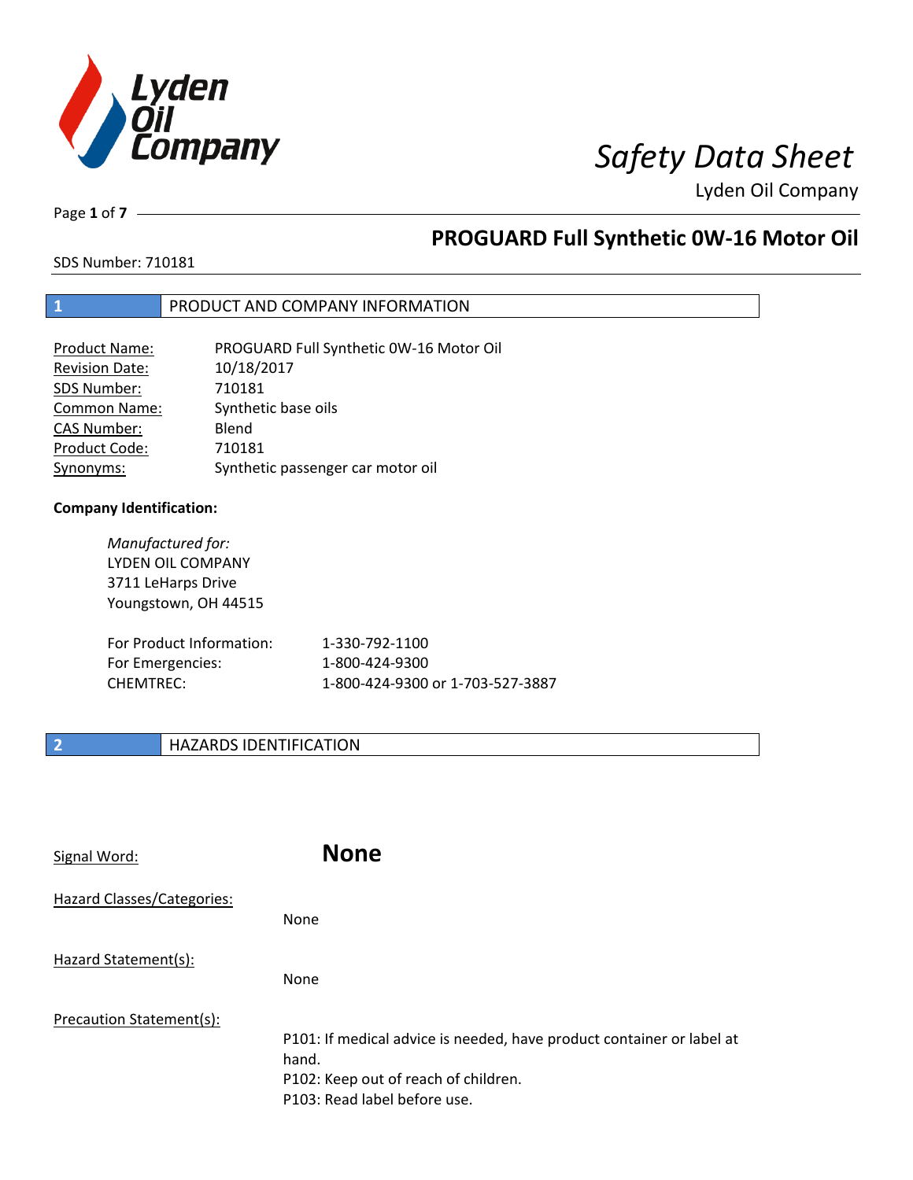# Safety Data Sheet

Lyden Oil Company

## PROGUARD Full Synthetic 0W-16 Motor Oil

SDS Number: 710181

## 1 PRODUCT AND COMPANY INFORMATION

| | |
|---|---|
| Product Name: | PROGUARD Full Synthetic 0W-16 Motor Oil |
| Revision Date: | 10/18/2017 |
| SDS Number: | 710181 |
| Common Name: | Synthetic base oils |
| CAS Number: | Blend |
| Product Code: | 710181 |
| Synonyms: | Synthetic passenger car motor oil |

**Company Identification:**

*Manufactured for:*
LYDEN OIL COMPANY
3711 LeHarps Drive
Youngstown, OH 44515

| | |
|---|---|
| For Product Information: | 1-330-792-1100 |
| For Emergencies: | 1-800-424-9300 |
| CHEMTREC: | 1-800-424-9300 or 1-703-527-3887 |

## 2 HAZARDS IDENTIFICATION

Signal Word: **None**

Hazard Classes/Categories:

None

Hazard Statement(s):

None

Precaution Statement(s):

P101: If medical advice is needed, have product container or label at hand.
P102: Keep out of reach of children.
P103: Read label before use.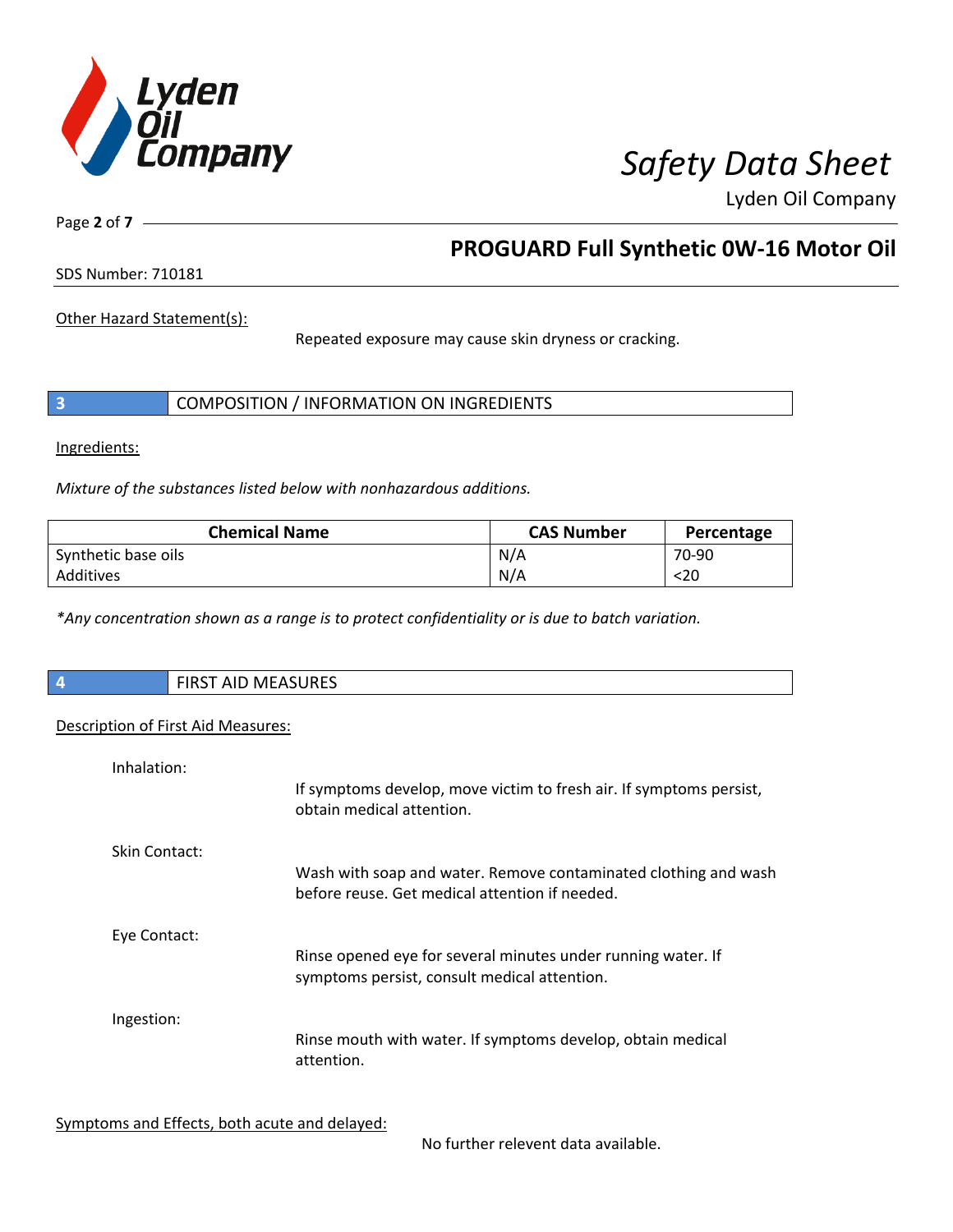Other Hazard Statement(s):

Repeated exposure may cause skin dryness or cracking.

## 3 COMPOSITION / INFORMATION ON INGREDIENTS

Ingredients:

*Mixture of the substances listed below with nonhazardous additions.*

| Chemical Name | CAS Number | Percentage |
|---|---|---|
| Synthetic base oils | N/A | 70-90 |
| Additives | N/A | <20 |

*\*Any concentration shown as a range is to protect confidentiality or is due to batch variation.*

## 4 FIRST AID MEASURES

Description of First Aid Measures:

Inhalation:

If symptoms develop, move victim to fresh air. If symptoms persist, obtain medical attention.

Skin Contact:

Wash with soap and water. Remove contaminated clothing and wash before reuse. Get medical attention if needed.

Eye Contact:

Rinse opened eye for several minutes under running water. If symptoms persist, consult medical attention.

Ingestion:

Rinse mouth with water. If symptoms develop, obtain medical attention.

Symptoms and Effects, both acute and delayed:

No further relevent data available.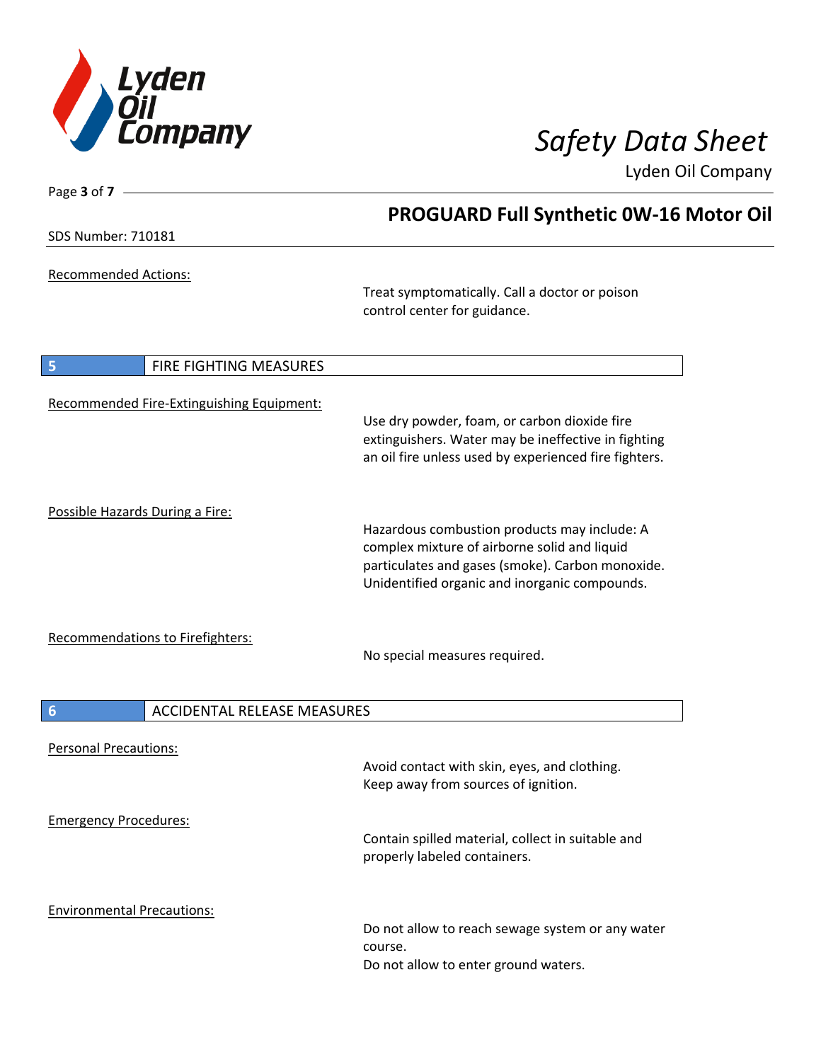Recommended Actions:

Treat symptomatically. Call a doctor or poison control center for guidance.

## 5 FIRE FIGHTING MEASURES

Recommended Fire-Extinguishing Equipment:

Use dry powder, foam, or carbon dioxide fire extinguishers. Water may be ineffective in fighting an oil fire unless used by experienced fire fighters.

Possible Hazards During a Fire:

Hazardous combustion products may include: A complex mixture of airborne solid and liquid particulates and gases (smoke). Carbon monoxide. Unidentified organic and inorganic compounds.

Recommendations to Firefighters:

No special measures required.

## 6 ACCIDENTAL RELEASE MEASURES

Personal Precautions:

Avoid contact with skin, eyes, and clothing. Keep away from sources of ignition.

Emergency Procedures:

Contain spilled material, collect in suitable and properly labeled containers.

Environmental Precautions:

Do not allow to reach sewage system or any water course.
Do not allow to enter ground waters.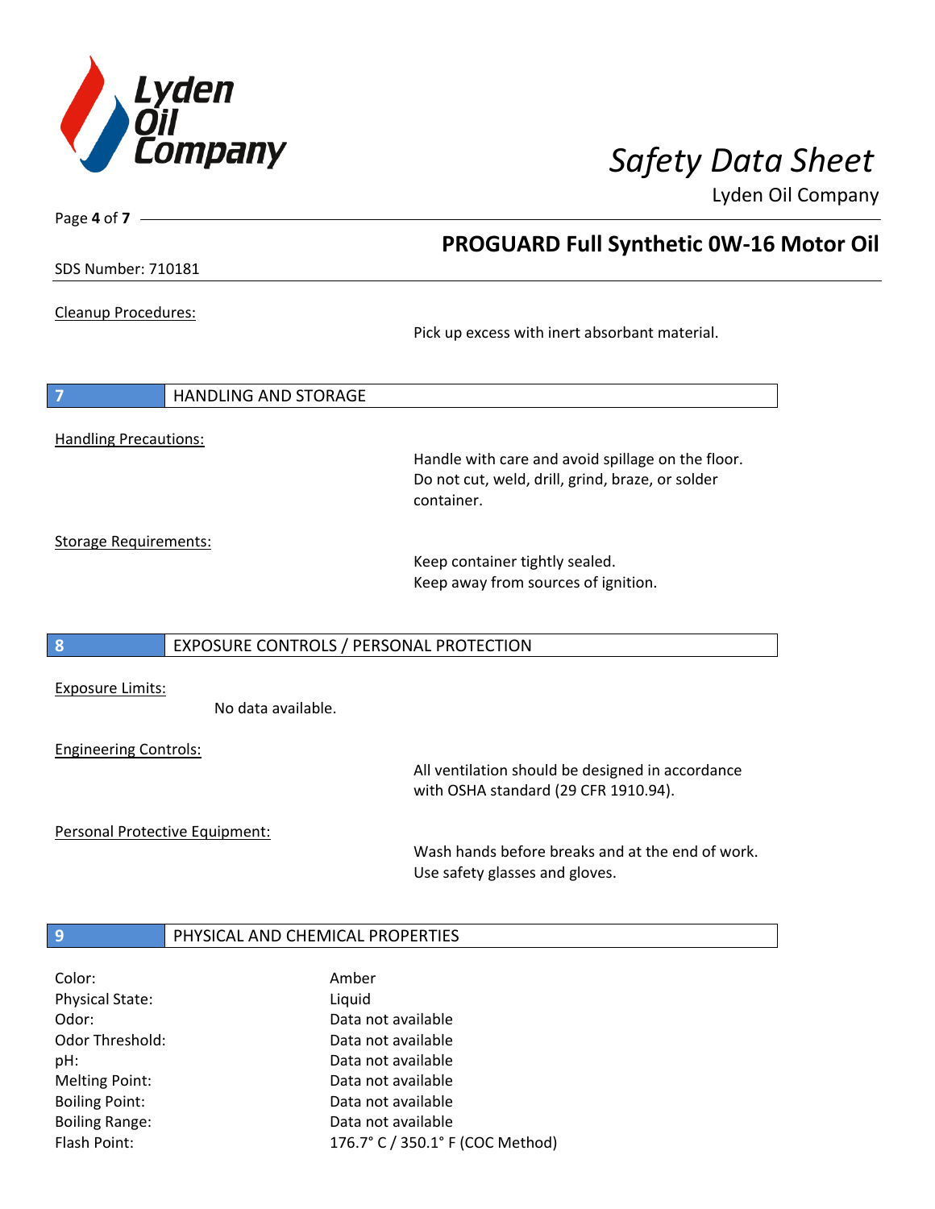Cleanup Procedures:

Pick up excess with inert absorbant material.

## 7 HANDLING AND STORAGE

Handling Precautions:

Handle with care and avoid spillage on the floor. Do not cut, weld, drill, grind, braze, or solder container.

Storage Requirements:

Keep container tightly sealed.
Keep away from sources of ignition.

## 8 EXPOSURE CONTROLS / PERSONAL PROTECTION

Exposure Limits:

No data available.

Engineering Controls:

All ventilation should be designed in accordance with OSHA standard (29 CFR 1910.94).

Personal Protective Equipment:

Wash hands before breaks and at the end of work.
Use safety glasses and gloves.

## 9 PHYSICAL AND CHEMICAL PROPERTIES

| | |
|---|---|
| Color: | Amber |
| Physical State: | Liquid |
| Odor: | Data not available |
| Odor Threshold: | Data not available |
| pH: | Data not available |
| Melting Point: | Data not available |
| Boiling Point: | Data not available |
| Boiling Range: | Data not available |
| Flash Point: | 176.7° C / 350.1° F (COC Method) |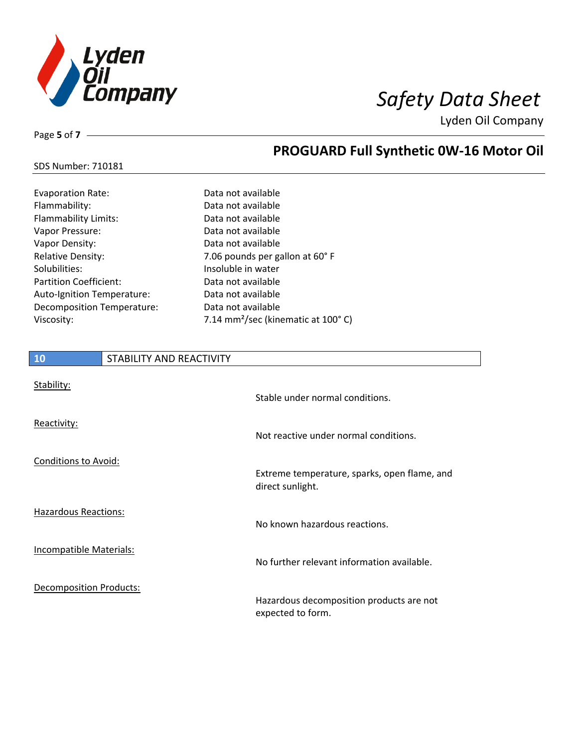| | |
|---|---|
| Evaporation Rate: | Data not available |
| Flammability: | Data not available |
| Flammability Limits: | Data not available |
| Vapor Pressure: | Data not available |
| Vapor Density: | Data not available |
| Relative Density: | 7.06 pounds per gallon at 60° F |
| Solubilities: | Insoluble in water |
| Partition Coefficient: | Data not available |
| Auto-Ignition Temperature: | Data not available |
| Decomposition Temperature: | Data not available |
| Viscosity: | 7.14 $mm^2$/sec (kinematic at 100° C) |

## 10 STABILITY AND REACTIVITY

Stability:

Stable under normal conditions.

Reactivity:

Not reactive under normal conditions.

Conditions to Avoid:

Extreme temperature, sparks, open flame, and direct sunlight.

Hazardous Reactions:

No known hazardous reactions.

Incompatible Materials:

No further relevant information available.

Decomposition Products:

Hazardous decomposition products are not expected to form.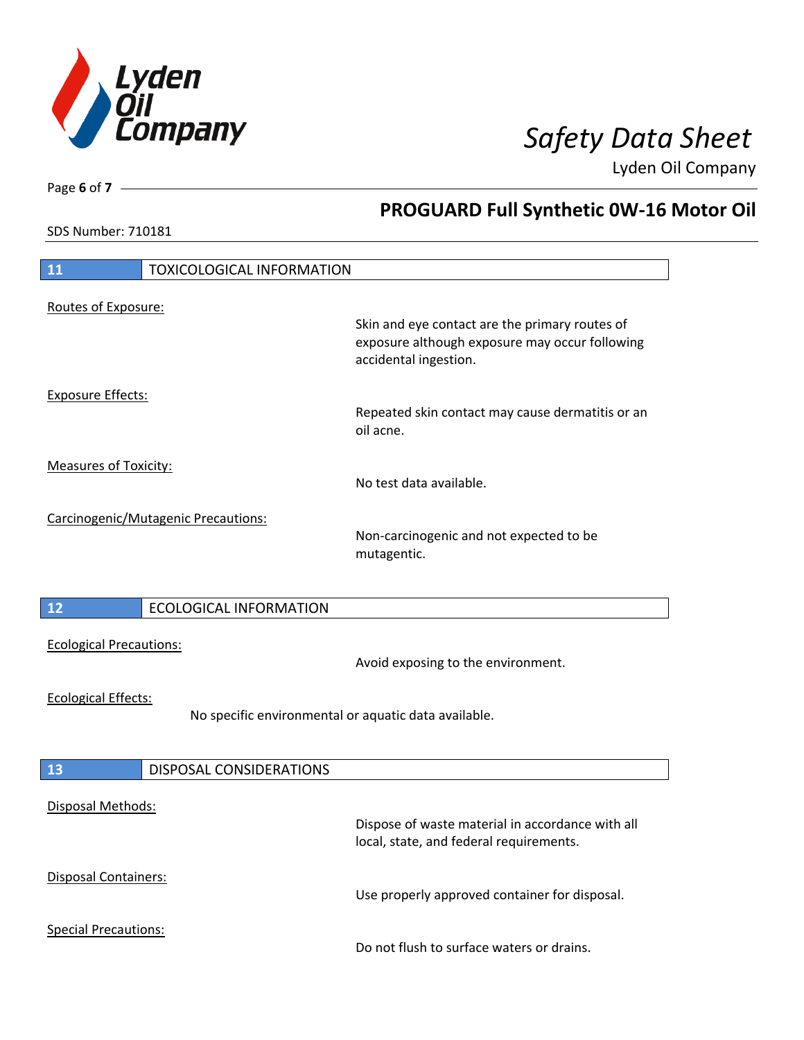## 11 TOXICOLOGICAL INFORMATION

<u>Routes of Exposure:</u>

Skin and eye contact are the primary routes of exposure although exposure may occur following accidental ingestion.

<u>Exposure Effects:</u>

Repeated skin contact may cause dermatitis or an oil acne.

<u>Measures of Toxicity:</u>

No test data available.

<u>Carcinogenic/Mutagenic Precautions:</u>

Non-carcinogenic and not expected to be mutagentic.

## 12 ECOLOGICAL INFORMATION

<u>Ecological Precautions:</u>

Avoid exposing to the environment.

<u>Ecological Effects:</u>

No specific environmental or aquatic data available.

## 13 DISPOSAL CONSIDERATIONS

<u>Disposal Methods:</u>

Dispose of waste material in accordance with all local, state, and federal requirements.

<u>Disposal Containers:</u>

Use properly approved container for disposal.

<u>Special Precautions:</u>

Do not flush to surface waters or drains.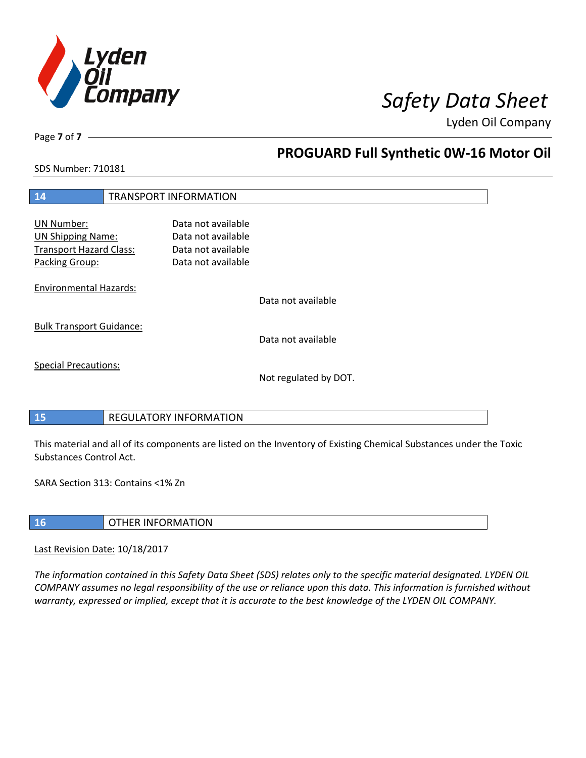## 14 TRANSPORT INFORMATION

| | |
|---|---|
| UN Number: | Data not available |
| UN Shipping Name: | Data not available |
| Transport Hazard Class: | Data not available |
| Packing Group: | Data not available |

Environmental Hazards:

Data not available

Bulk Transport Guidance:

Data not available

Special Precautions:

Not regulated by DOT.

## 15 REGULATORY INFORMATION

This material and all of its components are listed on the Inventory of Existing Chemical Substances under the Toxic Substances Control Act.

SARA Section 313: Contains <1% Zn

## 16 OTHER INFORMATION

Last Revision Date: 10/18/2017

*The information contained in this Safety Data Sheet (SDS) relates only to the specific material designated. LYDEN OIL COMPANY assumes no legal responsibility of the use or reliance upon this data. This information is furnished without warranty, expressed or implied, except that it is accurate to the best knowledge of the LYDEN OIL COMPANY.*